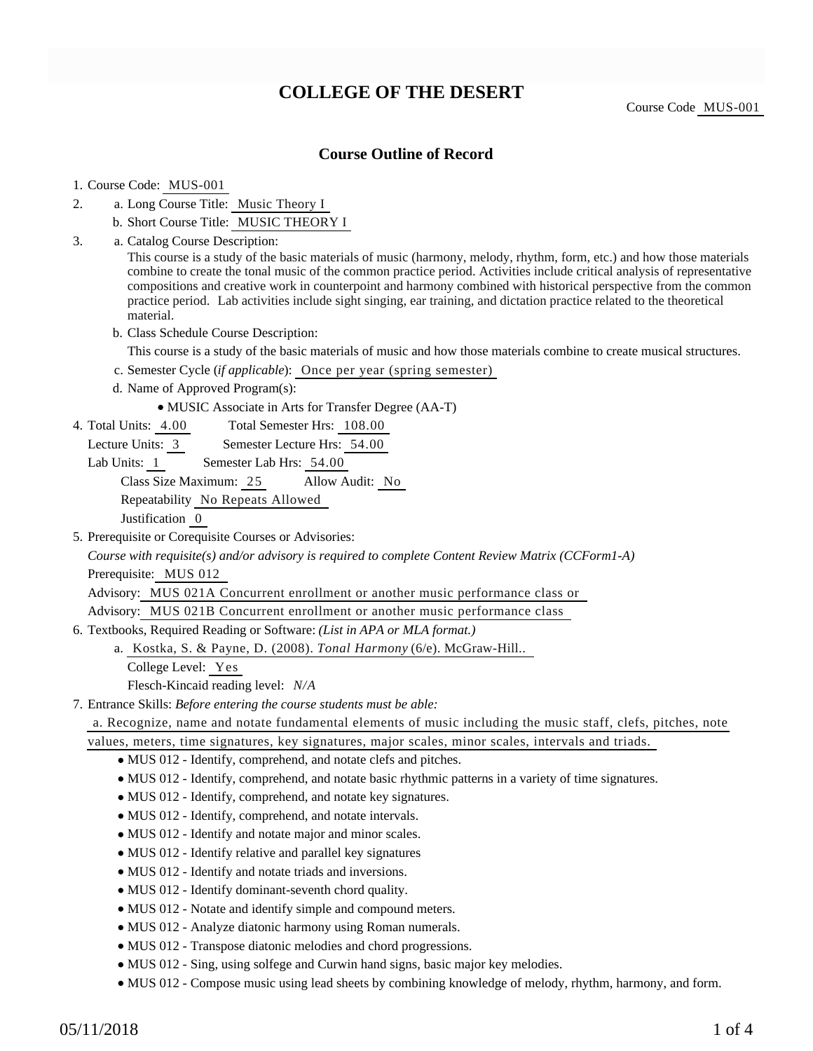# COLLEGE OF THE DESERT

Course Code MUS-001

## Course Outline of Record

1. Course Code: MUS-001
2. a. Long Course Title: Music Theory I
   b. Short Course Title: MUSIC THEORY I
3. a. Catalog Course Description:
   This course is a study of the basic materials of music (harmony, melody, rhythm, form, etc.) and how those materials combine to create the tonal music of the common practice period. Activities include critical analysis of representative compositions and creative work in counterpoint and harmony combined with historical perspective from the common practice period. Lab activities include sight singing, ear training, and dictation practice related to the theoretical material.
   b. Class Schedule Course Description:
   This course is a study of the basic materials of music and how those materials combine to create musical structures.
   c. Semester Cycle (*if applicable*): Once per year (spring semester)
   d. Name of Approved Program(s):
      - MUSIC Associate in Arts for Transfer Degree (AA-T)
4. Total Units: 4.00 Total Semester Hrs: 108.00
   Lecture Units: 3 Semester Lecture Hrs: 54.00
   Lab Units: 1 Semester Lab Hrs: 54.00
   Class Size Maximum: 25 Allow Audit: No
   Repeatability No Repeats Allowed
   Justification 0
5. Prerequisite or Corequisite Courses or Advisories:
   *Course with requisite(s) and/or advisory is required to complete Content Review Matrix (CCForm1-A)*
   Prerequisite: MUS 012
   Advisory: MUS 021A Concurrent enrollment or another music performance class or
   Advisory: MUS 021B Concurrent enrollment or another music performance class
6. Textbooks, Required Reading or Software: *(List in APA or MLA format.)*
   a. Kostka, S. & Payne, D. (2008). *Tonal Harmony* (6/e). McGraw-Hill..
      College Level: Yes
      Flesch-Kincaid reading level: *N/A*
7. Entrance Skills: *Before entering the course students must be able:*
   a. Recognize, name and notate fundamental elements of music including the music staff, clefs, pitches, note values, meters, time signatures, key signatures, major scales, minor scales, intervals and triads.
      - MUS 012 - Identify, comprehend, and notate clefs and pitches.
      - MUS 012 - Identify, comprehend, and notate basic rhythmic patterns in a variety of time signatures.
      - MUS 012 - Identify, comprehend, and notate key signatures.
      - MUS 012 - Identify, comprehend, and notate intervals.
      - MUS 012 - Identify and notate major and minor scales.
      - MUS 012 - Identify relative and parallel key signatures
      - MUS 012 - Identify and notate triads and inversions.
      - MUS 012 - Identify dominant-seventh chord quality.
      - MUS 012 - Notate and identify simple and compound meters.
      - MUS 012 - Analyze diatonic harmony using Roman numerals.
      - MUS 012 - Transpose diatonic melodies and chord progressions.
      - MUS 012 - Sing, using solfege and Curwin hand signs, basic major key melodies.
      - MUS 012 - Compose music using lead sheets by combining knowledge of melody, rhythm, harmony, and form.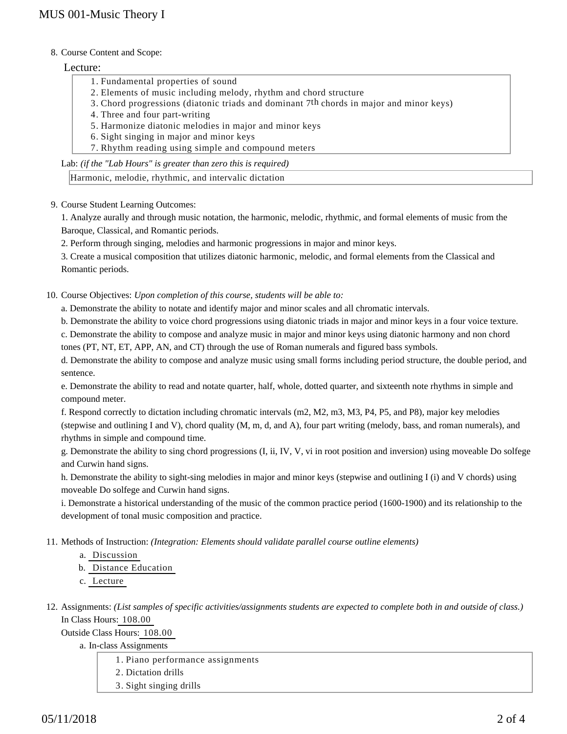8. Course Content and Scope:

Lecture:

1. Fundamental properties of sound
2. Elements of music including melody, rhythm and chord structure
3. Chord progressions (diatonic triads and dominant 7th chords in major and minor keys)
4. Three and four part-writing
5. Harmonize diatonic melodies in major and minor keys
6. Sight singing in major and minor keys
7. Rhythm reading using simple and compound meters

Lab: *(if the "Lab Hours" is greater than zero this is required)*

Harmonic, melodie, rhythmic, and intervalic dictation

9. Course Student Learning Outcomes:

1. Analyze aurally and through music notation, the harmonic, melodic, rhythmic, and formal elements of music from the Baroque, Classical, and Romantic periods.

2. Perform through singing, melodies and harmonic progressions in major and minor keys.

3. Create a musical composition that utilizes diatonic harmonic, melodic, and formal elements from the Classical and Romantic periods.

10. Course Objectives: *Upon completion of this course, students will be able to:*

a. Demonstrate the ability to notate and identify major and minor scales and all chromatic intervals.

b. Demonstrate the ability to voice chord progressions using diatonic triads in major and minor keys in a four voice texture.

c. Demonstrate the ability to compose and analyze music in major and minor keys using diatonic harmony and non chord tones (PT, NT, ET, APP, AN, and CT) through the use of Roman numerals and figured bass symbols.

d. Demonstrate the ability to compose and analyze music using small forms including period structure, the double period, and sentence.

e. Demonstrate the ability to read and notate quarter, half, whole, dotted quarter, and sixteenth note rhythms in simple and compound meter.

f. Respond correctly to dictation including chromatic intervals (m2, M2, m3, M3, P4, P5, and P8), major key melodies (stepwise and outlining I and V), chord quality (M, m, d, and A), four part writing (melody, bass, and roman numerals), and rhythms in simple and compound time.

g. Demonstrate the ability to sing chord progressions (I, ii, IV, V, vi in root position and inversion) using moveable Do solfege and Curwin hand signs.

h. Demonstrate the ability to sight-sing melodies in major and minor keys (stepwise and outlining I (i) and V chords) using moveable Do solfege and Curwin hand signs.

i. Demonstrate a historical understanding of the music of the common practice period (1600-1900) and its relationship to the development of tonal music composition and practice.

11. Methods of Instruction: *(Integration: Elements should validate parallel course outline elements)*

a. Discussion
b. Distance Education
c. Lecture

12. Assignments: *(List samples of specific activities/assignments students are expected to complete both in and outside of class.)*

In Class Hours: 108.00

Outside Class Hours: 108.00

a. In-class Assignments

1. Piano performance assignments
2. Dictation drills
3. Sight singing drills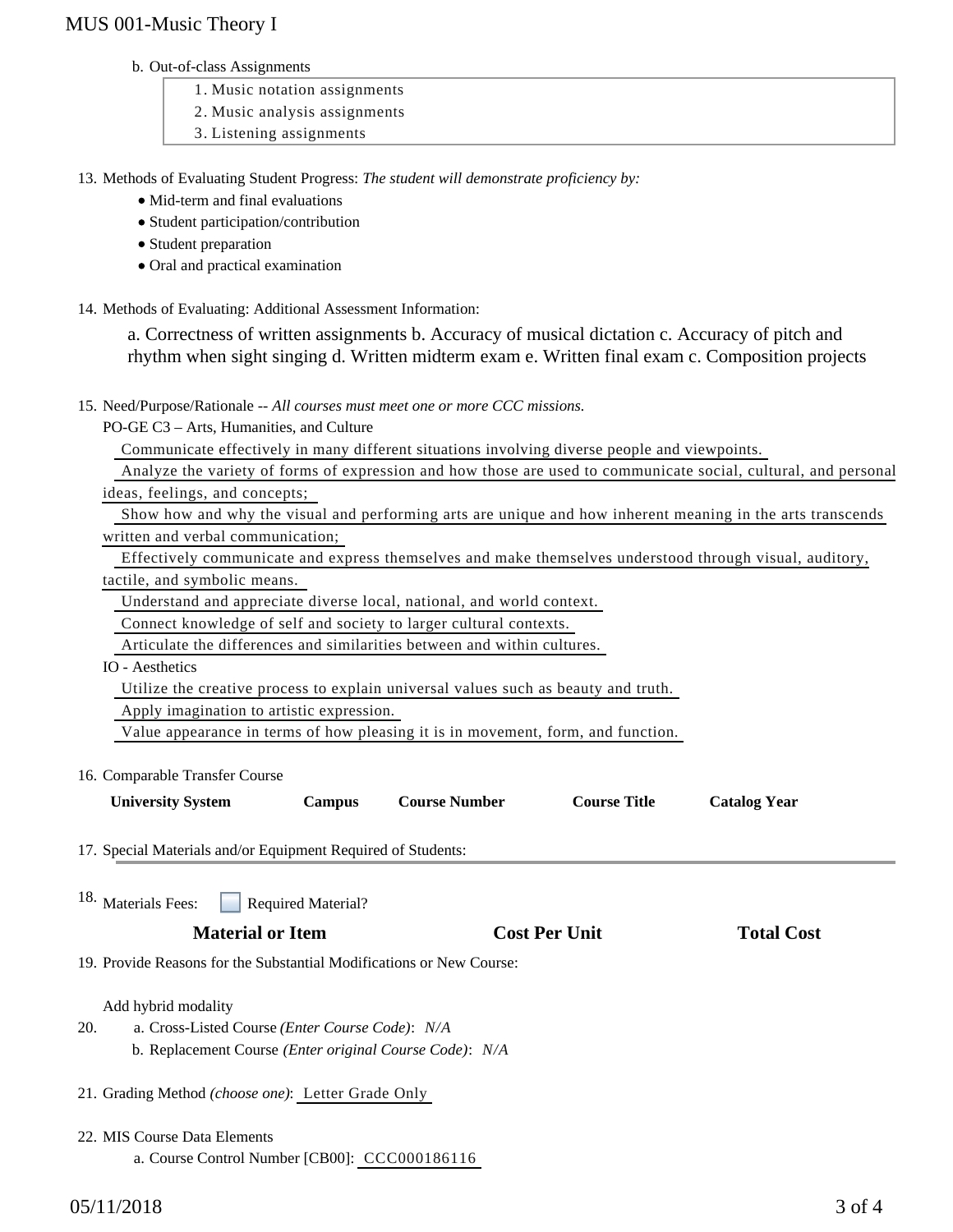b. Out-of-class Assignments

1. Music notation assignments
2. Music analysis assignments
3. Listening assignments

13. Methods of Evaluating Student Progress: *The student will demonstrate proficiency by:*
    - Mid-term and final evaluations
    - Student participation/contribution
    - Student preparation
    - Oral and practical examination

14. Methods of Evaluating: Additional Assessment Information:

    a. Correctness of written assignments b. Accuracy of musical dictation c. Accuracy of pitch and rhythm when sight singing d. Written midterm exam e. Written final exam c. Composition projects

15. Need/Purpose/Rationale -- *All courses must meet one or more CCC missions.*

    PO-GE C3 – Arts, Humanities, and Culture

    Communicate effectively in many different situations involving diverse people and viewpoints.

    Analyze the variety of forms of expression and how those are used to communicate social, cultural, and personal ideas, feelings, and concepts;

    Show how and why the visual and performing arts are unique and how inherent meaning in the arts transcends written and verbal communication;

    Effectively communicate and express themselves and make themselves understood through visual, auditory, tactile, and symbolic means.

    Understand and appreciate diverse local, national, and world context.

    Connect knowledge of self and society to larger cultural contexts.

    Articulate the differences and similarities between and within cultures.

    IO - Aesthetics

    Utilize the creative process to explain universal values such as beauty and truth.

    Apply imagination to artistic expression.

    Value appearance in terms of how pleasing it is in movement, form, and function.

16. Comparable Transfer Course

| University System | Campus | Course Number | Course Title | Catalog Year |
|---|---|---|---|---|

17. Special Materials and/or Equipment Required of Students:

18. Materials Fees: ☐ Required Material?

| Material or Item | Cost Per Unit | Total Cost |
|---|---|---|

19. Provide Reasons for the Substantial Modifications or New Course:

    Add hybrid modality

20. a. Cross-Listed Course *(Enter Course Code)*: *N/A*

    b. Replacement Course *(Enter original Course Code)*: *N/A*

21. Grading Method *(choose one)*: Letter Grade Only

22. MIS Course Data Elements

    a. Course Control Number [CB00]: CCC000186116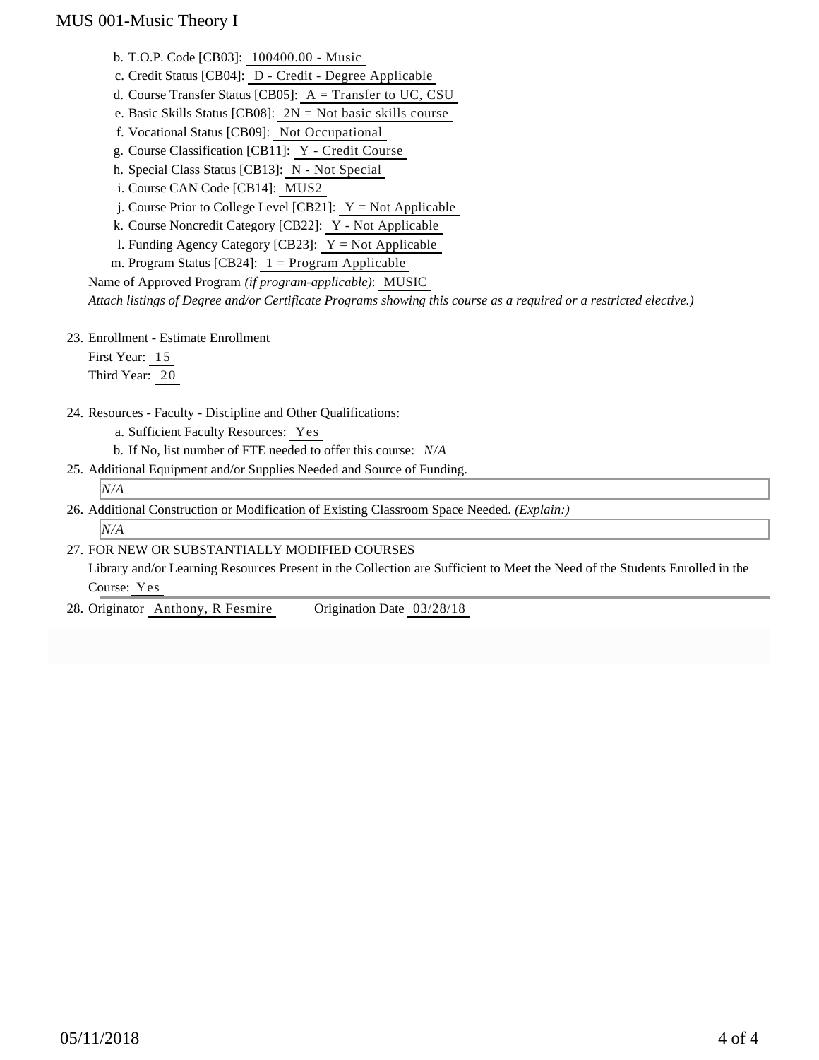b. T.O.P. Code [CB03]: 100400.00 - Music
c. Credit Status [CB04]: D - Credit - Degree Applicable
d. Course Transfer Status [CB05]: A = Transfer to UC, CSU
e. Basic Skills Status [CB08]: 2N = Not basic skills course
f. Vocational Status [CB09]: Not Occupational
g. Course Classification [CB11]: Y - Credit Course
h. Special Class Status [CB13]: N - Not Special
i. Course CAN Code [CB14]: MUS2
j. Course Prior to College Level [CB21]: Y = Not Applicable
k. Course Noncredit Category [CB22]: Y - Not Applicable
l. Funding Agency Category [CB23]: Y = Not Applicable
m. Program Status [CB24]: 1 = Program Applicable

Name of Approved Program *(if program-applicable)*: MUSIC

*Attach listings of Degree and/or Certificate Programs showing this course as a required or a restricted elective.)*

23. Enrollment - Estimate Enrollment
    First Year: 15
    Third Year: 20

24. Resources - Faculty - Discipline and Other Qualifications:
    a. Sufficient Faculty Resources: Yes
    b. If No, list number of FTE needed to offer this course: *N/A*

25. Additional Equipment and/or Supplies Needed and Source of Funding.
    *N/A*

26. Additional Construction or Modification of Existing Classroom Space Needed. *(Explain:)*
    *N/A*

27. FOR NEW OR SUBSTANTIALLY MODIFIED COURSES
    Library and/or Learning Resources Present in the Collection are Sufficient to Meet the Need of the Students Enrolled in the Course: Yes

28. Originator Anthony, R Fesmire    Origination Date 03/28/18